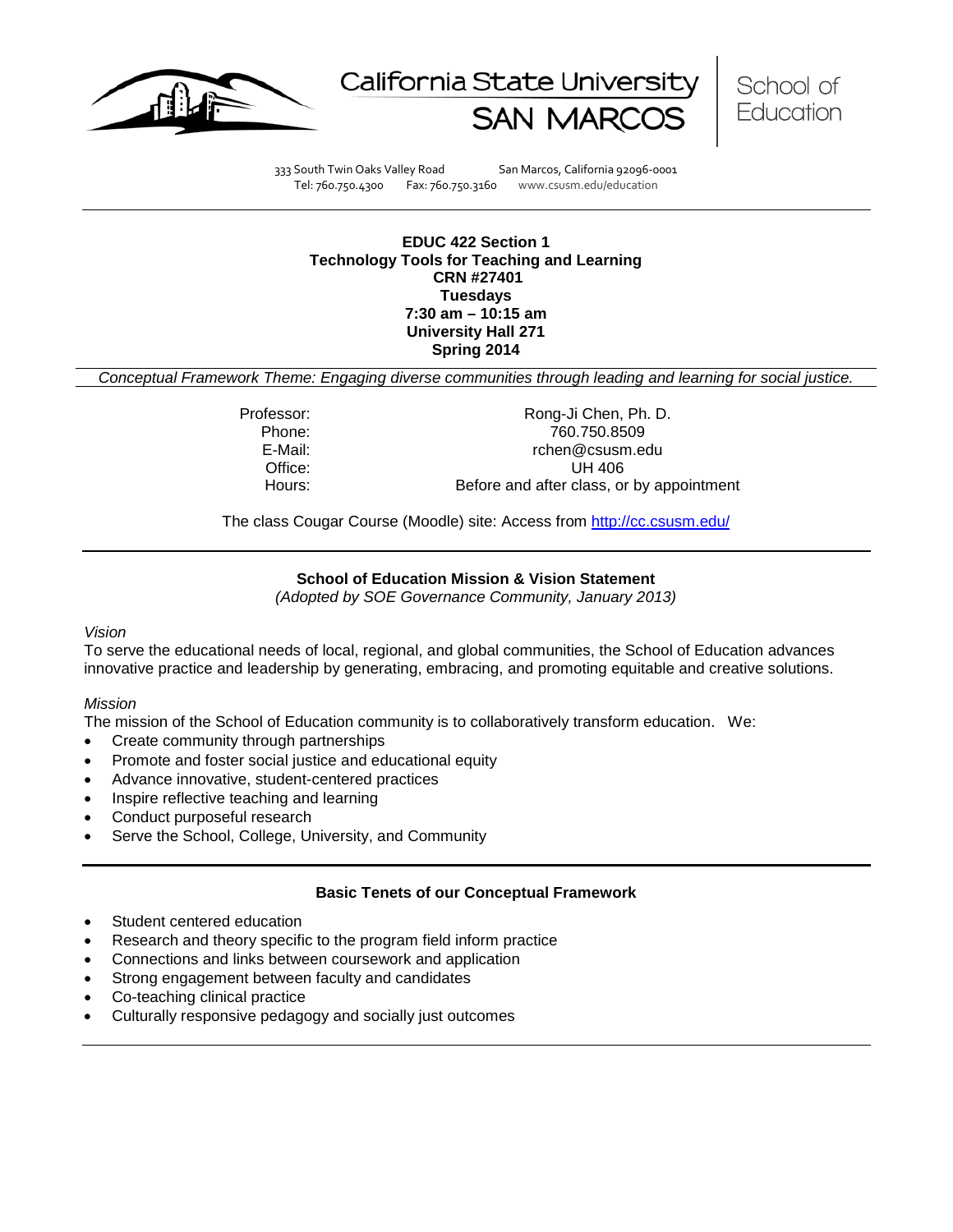California State University SAN MARCOS | School of Education

333 South Twin Oaks Valley Road San Marcos, California 92096-0001
Tel: 760.750.4300 Fax: 760.750.3160 www.csusm.edu/education

**EDUC 422 Section 1**
**Technology Tools for Teaching and Learning**
**CRN #27401**
**Tuesdays**
**7:30 am – 10:15 am**
**University Hall 271**
**Spring 2014**

*Conceptual Framework Theme: Engaging diverse communities through leading and learning for social justice.*

| | |
|---|---|
| Professor: | Rong-Ji Chen, Ph. D. |
| Phone: | 760.750.8509 |
| E-Mail: | rchen@csusm.edu |
| Office: | UH 406 |
| Hours: | Before and after class, or by appointment |

The class Cougar Course (Moodle) site: Access from http://cc.csusm.edu/

## School of Education Mission & Vision Statement

*(Adopted by SOE Governance Community, January 2013)*

*Vision*

To serve the educational needs of local, regional, and global communities, the School of Education advances innovative practice and leadership by generating, embracing, and promoting equitable and creative solutions.

*Mission*

The mission of the School of Education community is to collaboratively transform education. We:

- Create community through partnerships
- Promote and foster social justice and educational equity
- Advance innovative, student-centered practices
- Inspire reflective teaching and learning
- Conduct purposeful research
- Serve the School, College, University, and Community

## Basic Tenets of our Conceptual Framework

- Student centered education
- Research and theory specific to the program field inform practice
- Connections and links between coursework and application
- Strong engagement between faculty and candidates
- Co-teaching clinical practice
- Culturally responsive pedagogy and socially just outcomes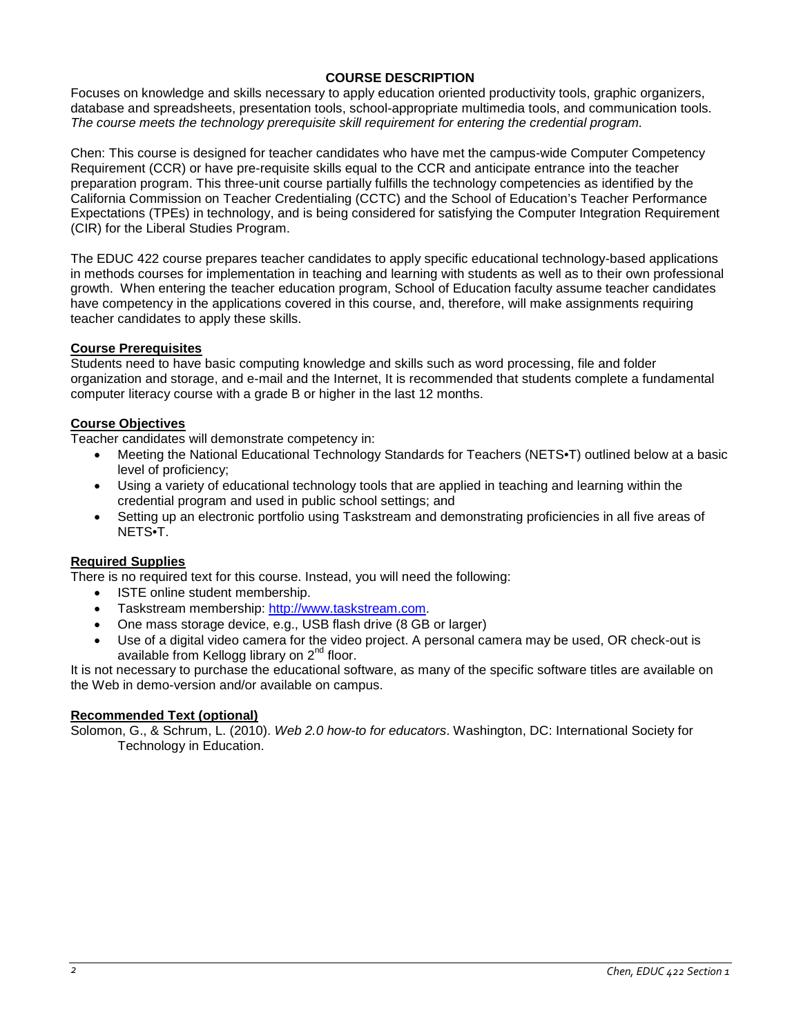## COURSE DESCRIPTION

Focuses on knowledge and skills necessary to apply education oriented productivity tools, graphic organizers, database and spreadsheets, presentation tools, school-appropriate multimedia tools, and communication tools. *The course meets the technology prerequisite skill requirement for entering the credential program.*

Chen: This course is designed for teacher candidates who have met the campus-wide Computer Competency Requirement (CCR) or have pre-requisite skills equal to the CCR and anticipate entrance into the teacher preparation program. This three-unit course partially fulfills the technology competencies as identified by the California Commission on Teacher Credentialing (CCTC) and the School of Education's Teacher Performance Expectations (TPEs) in technology, and is being considered for satisfying the Computer Integration Requirement (CIR) for the Liberal Studies Program.

The EDUC 422 course prepares teacher candidates to apply specific educational technology-based applications in methods courses for implementation in teaching and learning with students as well as to their own professional growth. When entering the teacher education program, School of Education faculty assume teacher candidates have competency in the applications covered in this course, and, therefore, will make assignments requiring teacher candidates to apply these skills.

### Course Prerequisites

Students need to have basic computing knowledge and skills such as word processing, file and folder organization and storage, and e-mail and the Internet, It is recommended that students complete a fundamental computer literacy course with a grade B or higher in the last 12 months.

### Course Objectives

Teacher candidates will demonstrate competency in:

- Meeting the National Educational Technology Standards for Teachers (NETS•T) outlined below at a basic level of proficiency;
- Using a variety of educational technology tools that are applied in teaching and learning within the credential program and used in public school settings; and
- Setting up an electronic portfolio using Taskstream and demonstrating proficiencies in all five areas of NETS•T.

### Required Supplies

There is no required text for this course. Instead, you will need the following:

- ISTE online student membership.
- Taskstream membership: [http://www.taskstream.com](http://www.taskstream.com).
- One mass storage device, e.g., USB flash drive (8 GB or larger)
- Use of a digital video camera for the video project. A personal camera may be used, OR check-out is available from Kellogg library on 2nd floor.

It is not necessary to purchase the educational software, as many of the specific software titles are available on the Web in demo-version and/or available on campus.

### Recommended Text (optional)

Solomon, G., & Schrum, L. (2010). *Web 2.0 how-to for educators*. Washington, DC: International Society for Technology in Education.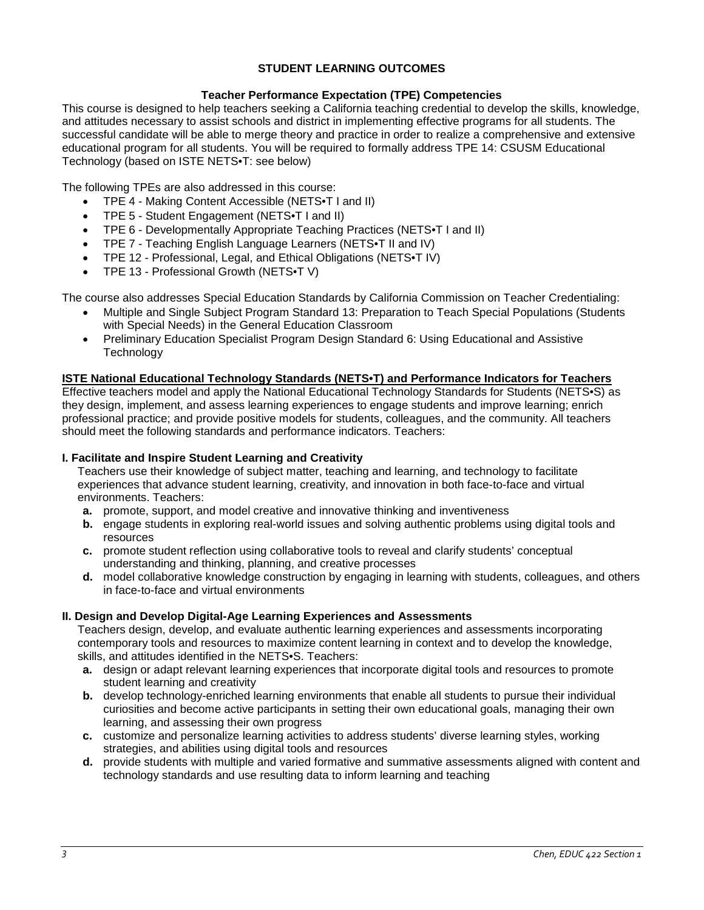## STUDENT LEARNING OUTCOMES

### Teacher Performance Expectation (TPE) Competencies

This course is designed to help teachers seeking a California teaching credential to develop the skills, knowledge, and attitudes necessary to assist schools and district in implementing effective programs for all students. The successful candidate will be able to merge theory and practice in order to realize a comprehensive and extensive educational program for all students. You will be required to formally address TPE 14: CSUSM Educational Technology (based on ISTE NETS•T: see below)

The following TPEs are also addressed in this course:

- TPE 4 - Making Content Accessible (NETS•T I and II)
- TPE 5 - Student Engagement (NETS•T I and II)
- TPE 6 - Developmentally Appropriate Teaching Practices (NETS•T I and II)
- TPE 7 - Teaching English Language Learners (NETS•T II and IV)
- TPE 12 - Professional, Legal, and Ethical Obligations (NETS•T IV)
- TPE 13 - Professional Growth (NETS•T V)

The course also addresses Special Education Standards by California Commission on Teacher Credentialing:

- Multiple and Single Subject Program Standard 13: Preparation to Teach Special Populations (Students with Special Needs) in the General Education Classroom
- Preliminary Education Specialist Program Design Standard 6: Using Educational and Assistive Technology

**ISTE National Educational Technology Standards (NETS•T) and Performance Indicators for Teachers**

Effective teachers model and apply the National Educational Technology Standards for Students (NETS•S) as they design, implement, and assess learning experiences to engage students and improve learning; enrich professional practice; and provide positive models for students, colleagues, and the community. All teachers should meet the following standards and performance indicators. Teachers:

**I. Facilitate and Inspire Student Learning and Creativity**

Teachers use their knowledge of subject matter, teaching and learning, and technology to facilitate experiences that advance student learning, creativity, and innovation in both face-to-face and virtual environments. Teachers:

- **a.** promote, support, and model creative and innovative thinking and inventiveness
- **b.** engage students in exploring real-world issues and solving authentic problems using digital tools and resources
- **c.** promote student reflection using collaborative tools to reveal and clarify students' conceptual understanding and thinking, planning, and creative processes
- **d.** model collaborative knowledge construction by engaging in learning with students, colleagues, and others in face-to-face and virtual environments

**II. Design and Develop Digital-Age Learning Experiences and Assessments**

Teachers design, develop, and evaluate authentic learning experiences and assessments incorporating contemporary tools and resources to maximize content learning in context and to develop the knowledge, skills, and attitudes identified in the NETS•S. Teachers:

- **a.** design or adapt relevant learning experiences that incorporate digital tools and resources to promote student learning and creativity
- **b.** develop technology-enriched learning environments that enable all students to pursue their individual curiosities and become active participants in setting their own educational goals, managing their own learning, and assessing their own progress
- **c.** customize and personalize learning activities to address students' diverse learning styles, working strategies, and abilities using digital tools and resources
- **d.** provide students with multiple and varied formative and summative assessments aligned with content and technology standards and use resulting data to inform learning and teaching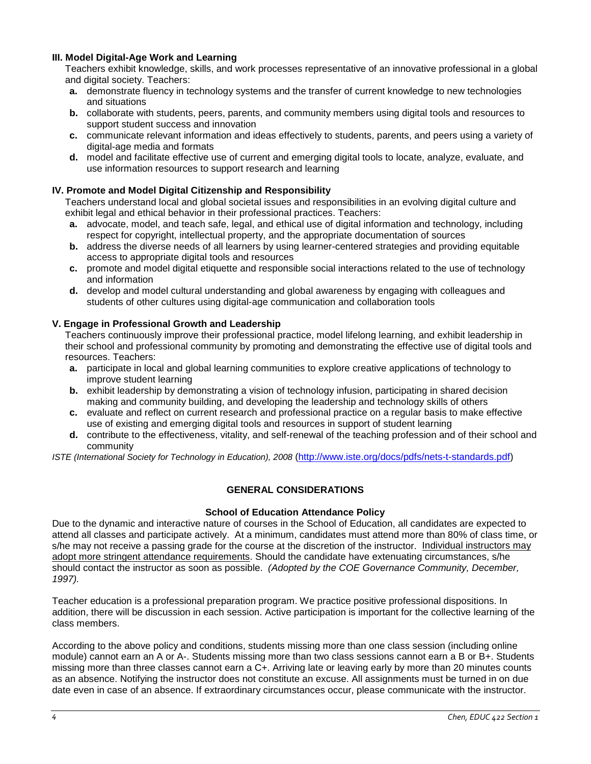### III. Model Digital-Age Work and Learning

Teachers exhibit knowledge, skills, and work processes representative of an innovative professional in a global and digital society. Teachers:

- **a.** demonstrate fluency in technology systems and the transfer of current knowledge to new technologies and situations
- **b.** collaborate with students, peers, parents, and community members using digital tools and resources to support student success and innovation
- **c.** communicate relevant information and ideas effectively to students, parents, and peers using a variety of digital-age media and formats
- **d.** model and facilitate effective use of current and emerging digital tools to locate, analyze, evaluate, and use information resources to support research and learning

### IV. Promote and Model Digital Citizenship and Responsibility

Teachers understand local and global societal issues and responsibilities in an evolving digital culture and exhibit legal and ethical behavior in their professional practices. Teachers:

- **a.** advocate, model, and teach safe, legal, and ethical use of digital information and technology, including respect for copyright, intellectual property, and the appropriate documentation of sources
- **b.** address the diverse needs of all learners by using learner-centered strategies and providing equitable access to appropriate digital tools and resources
- **c.** promote and model digital etiquette and responsible social interactions related to the use of technology and information
- **d.** develop and model cultural understanding and global awareness by engaging with colleagues and students of other cultures using digital-age communication and collaboration tools

### V. Engage in Professional Growth and Leadership

Teachers continuously improve their professional practice, model lifelong learning, and exhibit leadership in their school and professional community by promoting and demonstrating the effective use of digital tools and resources. Teachers:

- **a.** participate in local and global learning communities to explore creative applications of technology to improve student learning
- **b.** exhibit leadership by demonstrating a vision of technology infusion, participating in shared decision making and community building, and developing the leadership and technology skills of others
- **c.** evaluate and reflect on current research and professional practice on a regular basis to make effective use of existing and emerging digital tools and resources in support of student learning
- **d.** contribute to the effectiveness, vitality, and self-renewal of the teaching profession and of their school and community

*ISTE (International Society for Technology in Education), 2008* (http://www.iste.org/docs/pdfs/nets-t-standards.pdf)

## GENERAL CONSIDERATIONS

### School of Education Attendance Policy

Due to the dynamic and interactive nature of courses in the School of Education, all candidates are expected to attend all classes and participate actively. At a minimum, candidates must attend more than 80% of class time, or s/he may not receive a passing grade for the course at the discretion of the instructor. Individual instructors may adopt more stringent attendance requirements. Should the candidate have extenuating circumstances, s/he should contact the instructor as soon as possible. *(Adopted by the COE Governance Community, December, 1997).*

Teacher education is a professional preparation program. We practice positive professional dispositions. In addition, there will be discussion in each session. Active participation is important for the collective learning of the class members.

According to the above policy and conditions, students missing more than one class session (including online module) cannot earn an A or A-. Students missing more than two class sessions cannot earn a B or B+. Students missing more than three classes cannot earn a C+. Arriving late or leaving early by more than 20 minutes counts as an absence. Notifying the instructor does not constitute an excuse. All assignments must be turned in on due date even in case of an absence. If extraordinary circumstances occur, please communicate with the instructor.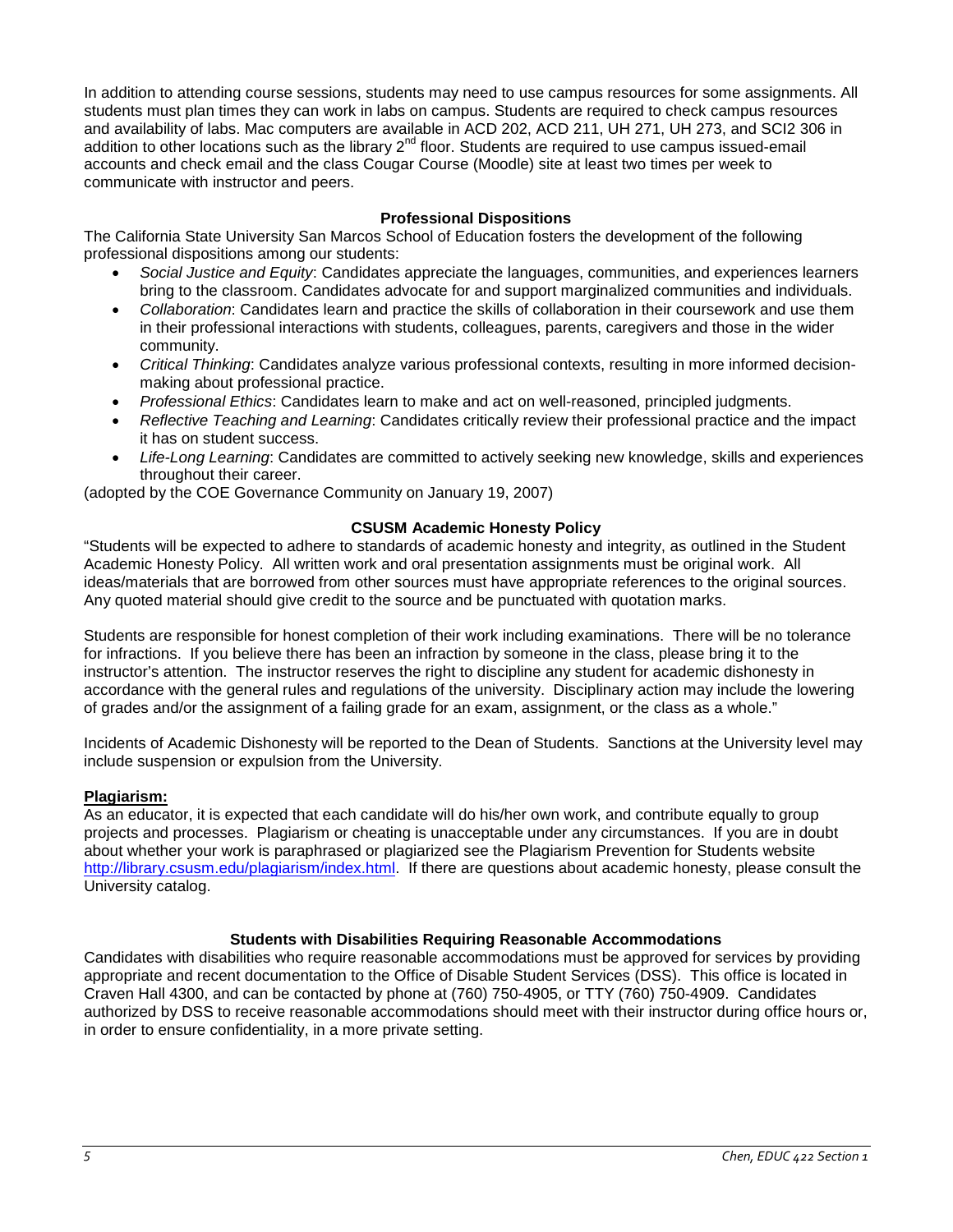In addition to attending course sessions, students may need to use campus resources for some assignments. All students must plan times they can work in labs on campus. Students are required to check campus resources and availability of labs. Mac computers are available in ACD 202, ACD 211, UH 271, UH 273, and SCI2 306 in addition to other locations such as the library 2nd floor. Students are required to use campus issued-email accounts and check email and the class Cougar Course (Moodle) site at least two times per week to communicate with instructor and peers.

## Professional Dispositions

The California State University San Marcos School of Education fosters the development of the following professional dispositions among our students:

- *Social Justice and Equity*: Candidates appreciate the languages, communities, and experiences learners bring to the classroom. Candidates advocate for and support marginalized communities and individuals.
- *Collaboration*: Candidates learn and practice the skills of collaboration in their coursework and use them in their professional interactions with students, colleagues, parents, caregivers and those in the wider community.
- *Critical Thinking*: Candidates analyze various professional contexts, resulting in more informed decision-making about professional practice.
- *Professional Ethics*: Candidates learn to make and act on well-reasoned, principled judgments.
- *Reflective Teaching and Learning*: Candidates critically review their professional practice and the impact it has on student success.
- *Life-Long Learning*: Candidates are committed to actively seeking new knowledge, skills and experiences throughout their career.

(adopted by the COE Governance Community on January 19, 2007)

## CSUSM Academic Honesty Policy

"Students will be expected to adhere to standards of academic honesty and integrity, as outlined in the Student Academic Honesty Policy. All written work and oral presentation assignments must be original work. All ideas/materials that are borrowed from other sources must have appropriate references to the original sources. Any quoted material should give credit to the source and be punctuated with quotation marks.

Students are responsible for honest completion of their work including examinations. There will be no tolerance for infractions. If you believe there has been an infraction by someone in the class, please bring it to the instructor's attention. The instructor reserves the right to discipline any student for academic dishonesty in accordance with the general rules and regulations of the university. Disciplinary action may include the lowering of grades and/or the assignment of a failing grade for an exam, assignment, or the class as a whole."

Incidents of Academic Dishonesty will be reported to the Dean of Students. Sanctions at the University level may include suspension or expulsion from the University.

### Plagiarism:

As an educator, it is expected that each candidate will do his/her own work, and contribute equally to group projects and processes. Plagiarism or cheating is unacceptable under any circumstances. If you are in doubt about whether your work is paraphrased or plagiarized see the Plagiarism Prevention for Students website http://library.csusm.edu/plagiarism/index.html. If there are questions about academic honesty, please consult the University catalog.

## Students with Disabilities Requiring Reasonable Accommodations

Candidates with disabilities who require reasonable accommodations must be approved for services by providing appropriate and recent documentation to the Office of Disable Student Services (DSS). This office is located in Craven Hall 4300, and can be contacted by phone at (760) 750-4905, or TTY (760) 750-4909. Candidates authorized by DSS to receive reasonable accommodations should meet with their instructor during office hours or, in order to ensure confidentiality, in a more private setting.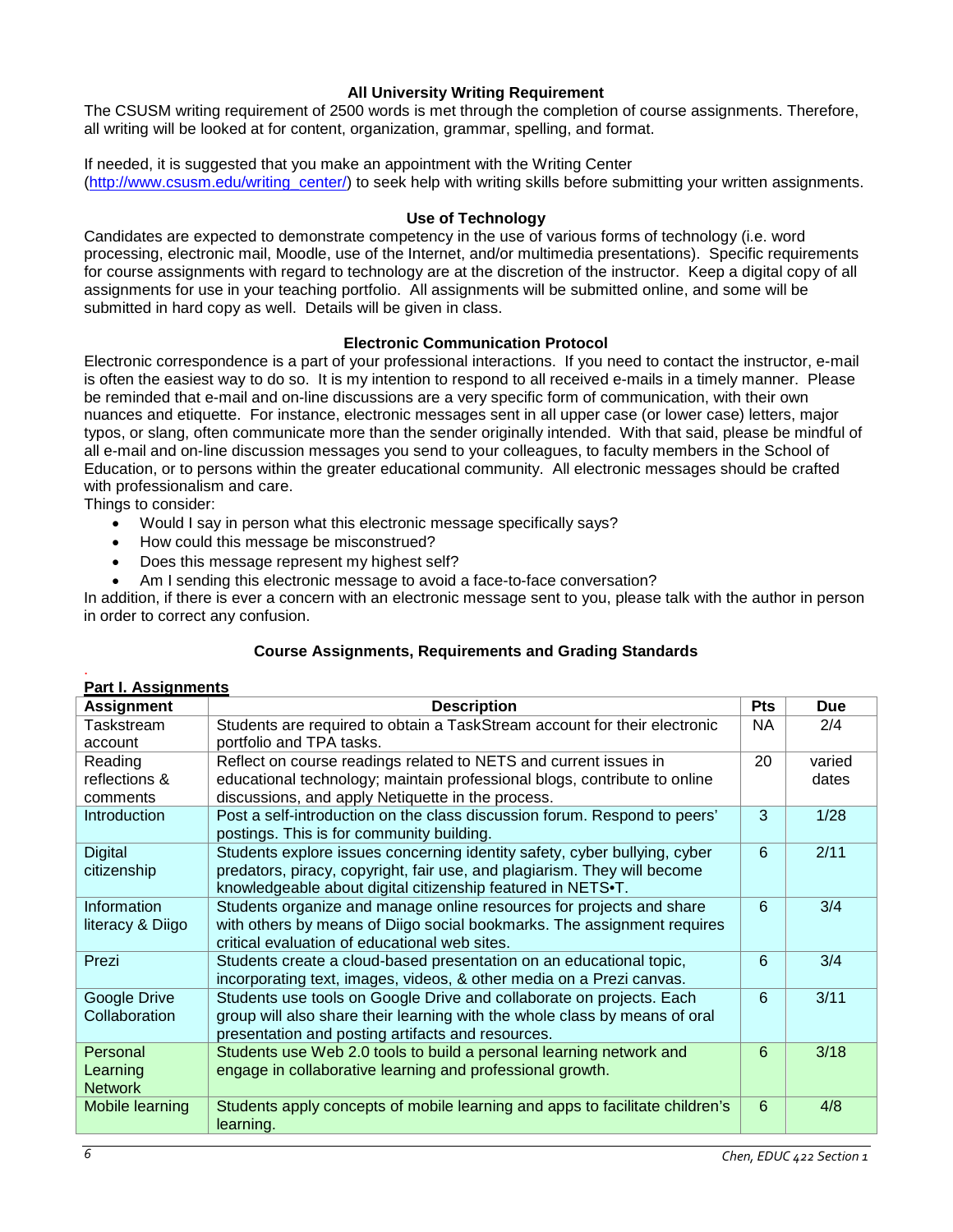### All University Writing Requirement

The CSUSM writing requirement of 2500 words is met through the completion of course assignments. Therefore, all writing will be looked at for content, organization, grammar, spelling, and format.

If needed, it is suggested that you make an appointment with the Writing Center (http://www.csusm.edu/writing_center/) to seek help with writing skills before submitting your written assignments.

### Use of Technology

Candidates are expected to demonstrate competency in the use of various forms of technology (i.e. word processing, electronic mail, Moodle, use of the Internet, and/or multimedia presentations). Specific requirements for course assignments with regard to technology are at the discretion of the instructor. Keep a digital copy of all assignments for use in your teaching portfolio. All assignments will be submitted online, and some will be submitted in hard copy as well. Details will be given in class.

### Electronic Communication Protocol

Electronic correspondence is a part of your professional interactions. If you need to contact the instructor, e-mail is often the easiest way to do so. It is my intention to respond to all received e-mails in a timely manner. Please be reminded that e-mail and on-line discussions are a very specific form of communication, with their own nuances and etiquette. For instance, electronic messages sent in all upper case (or lower case) letters, major typos, or slang, often communicate more than the sender originally intended. With that said, please be mindful of all e-mail and on-line discussion messages you send to your colleagues, to faculty members in the School of Education, or to persons within the greater educational community. All electronic messages should be crafted with professionalism and care.

Things to consider:

- Would I say in person what this electronic message specifically says?
- How could this message be misconstrued?
- Does this message represent my highest self?
- Am I sending this electronic message to avoid a face-to-face conversation?

In addition, if there is ever a concern with an electronic message sent to you, please talk with the author in person in order to correct any confusion.

### Course Assignments, Requirements and Grading Standards

**Part I. Assignments**

| Assignment | Description | Pts | Due |
|---|---|---|---|
| Taskstream account | Students are required to obtain a TaskStream account for their electronic portfolio and TPA tasks. | NA | 2/4 |
| Reading reflections & comments | Reflect on course readings related to NETS and current issues in educational technology; maintain professional blogs, contribute to online discussions, and apply Netiquette in the process. | 20 | varied dates |
| Introduction | Post a self-introduction on the class discussion forum. Respond to peers' postings. This is for community building. | 3 | 1/28 |
| Digital citizenship | Students explore issues concerning identity safety, cyber bullying, cyber predators, piracy, copyright, fair use, and plagiarism. They will become knowledgeable about digital citizenship featured in NETS•T. | 6 | 2/11 |
| Information literacy & Diigo | Students organize and manage online resources for projects and share with others by means of Diigo social bookmarks. The assignment requires critical evaluation of educational web sites. | 6 | 3/4 |
| Prezi | Students create a cloud-based presentation on an educational topic, incorporating text, images, videos, & other media on a Prezi canvas. | 6 | 3/4 |
| Google Drive Collaboration | Students use tools on Google Drive and collaborate on projects. Each group will also share their learning with the whole class by means of oral presentation and posting artifacts and resources. | 6 | 3/11 |
| Personal Learning Network | Students use Web 2.0 tools to build a personal learning network and engage in collaborative learning and professional growth. | 6 | 3/18 |
| Mobile learning | Students apply concepts of mobile learning and apps to facilitate children's learning. | 6 | 4/8 |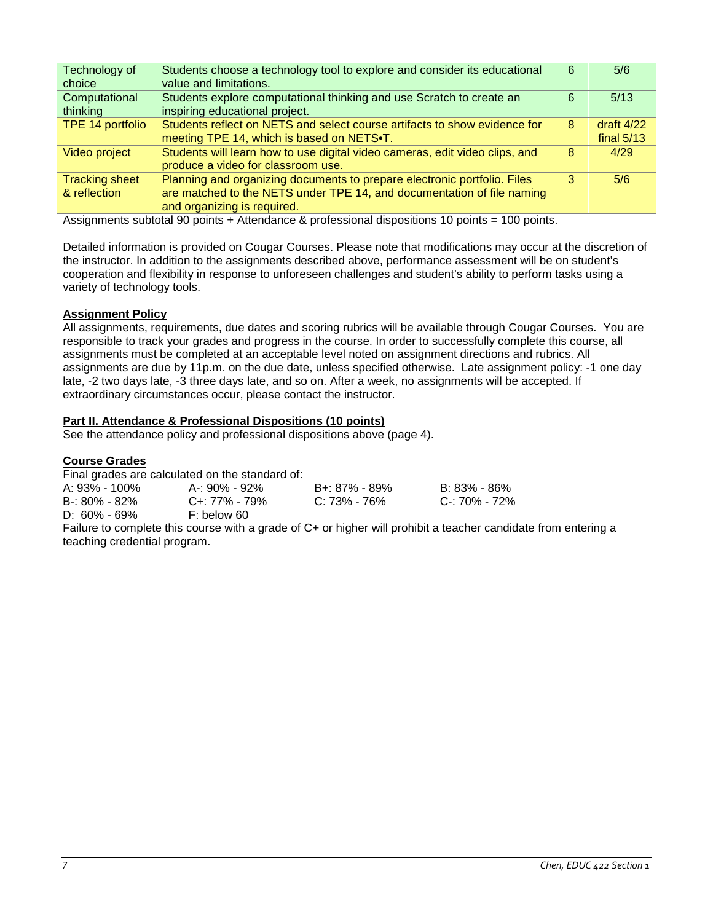| | | | |
|---|---|---|---|
| Technology of choice | Students choose a technology tool to explore and consider its educational value and limitations. | 6 | 5/6 |
| Computational thinking | Students explore computational thinking and use Scratch to create an inspiring educational project. | 6 | 5/13 |
| TPE 14 portfolio | Students reflect on NETS and select course artifacts to show evidence for meeting TPE 14, which is based on NETS•T. | 8 | draft 4/22 final 5/13 |
| Video project | Students will learn how to use digital video cameras, edit video clips, and produce a video for classroom use. | 8 | 4/29 |
| Tracking sheet & reflection | Planning and organizing documents to prepare electronic portfolio. Files are matched to the NETS under TPE 14, and documentation of file naming and organizing is required. | 3 | 5/6 |

Assignments subtotal 90 points + Attendance & professional dispositions 10 points = 100 points.

Detailed information is provided on Cougar Courses. Please note that modifications may occur at the discretion of the instructor. In addition to the assignments described above, performance assessment will be on student's cooperation and flexibility in response to unforeseen challenges and student's ability to perform tasks using a variety of technology tools.

**Assignment Policy**

All assignments, requirements, due dates and scoring rubrics will be available through Cougar Courses. You are responsible to track your grades and progress in the course. In order to successfully complete this course, all assignments must be completed at an acceptable level noted on assignment directions and rubrics. All assignments are due by 11p.m. on the due date, unless specified otherwise. Late assignment policy: -1 one day late, -2 two days late, -3 three days late, and so on. After a week, no assignments will be accepted. If extraordinary circumstances occur, please contact the instructor.

**Part II. Attendance & Professional Dispositions (10 points)**

See the attendance policy and professional dispositions above (page 4).

**Course Grades**

Final grades are calculated on the standard of:

| | | | |
|---|---|---|---|
| A: 93% - 100% | A-: 90% - 92% | B+: 87% - 89% | B: 83% - 86% |
| B-: 80% - 82% | C+: 77% - 79% | C: 73% - 76% | C-: 70% - 72% |
| D: 60% - 69% | F: below 60 | | |

Failure to complete this course with a grade of C+ or higher will prohibit a teacher candidate from entering a teaching credential program.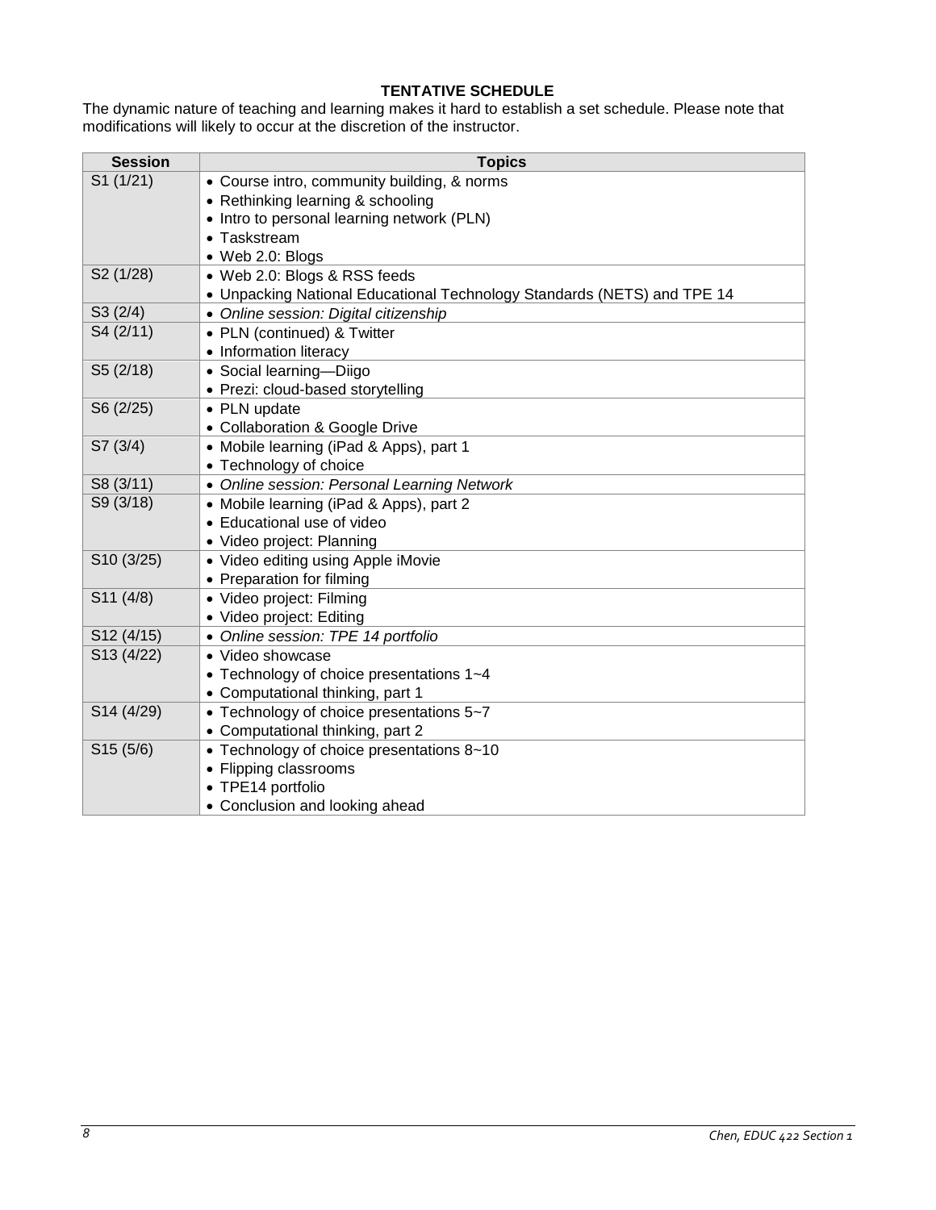**TENTATIVE SCHEDULE**

The dynamic nature of teaching and learning makes it hard to establish a set schedule. Please note that modifications will likely to occur at the discretion of the instructor.

| Session | Topics |
| --- | --- |
| S1 (1/21) | • Course intro, community building, & norms<br>• Rethinking learning & schooling<br>• Intro to personal learning network (PLN)<br>• Taskstream<br>• Web 2.0: Blogs |
| S2 (1/28) | • Web 2.0: Blogs & RSS feeds<br>• Unpacking National Educational Technology Standards (NETS) and TPE 14 |
| S3 (2/4) | • *Online session: Digital citizenship* |
| S4 (2/11) | • PLN (continued) & Twitter<br>• Information literacy |
| S5 (2/18) | • Social learning—Diigo<br>• Prezi: cloud-based storytelling |
| S6 (2/25) | • PLN update<br>• Collaboration & Google Drive |
| S7 (3/4) | • Mobile learning (iPad & Apps), part 1<br>• Technology of choice |
| S8 (3/11) | • *Online session: Personal Learning Network* |
| S9 (3/18) | • Mobile learning (iPad & Apps), part 2<br>• Educational use of video<br>• Video project: Planning |
| S10 (3/25) | • Video editing using Apple iMovie<br>• Preparation for filming |
| S11 (4/8) | • Video project: Filming<br>• Video project: Editing |
| S12 (4/15) | • *Online session: TPE 14 portfolio* |
| S13 (4/22) | • Video showcase<br>• Technology of choice presentations 1~4<br>• Computational thinking, part 1 |
| S14 (4/29) | • Technology of choice presentations 5~7<br>• Computational thinking, part 2 |
| S15 (5/6) | • Technology of choice presentations 8~10<br>• Flipping classrooms<br>• TPE14 portfolio<br>• Conclusion and looking ahead |